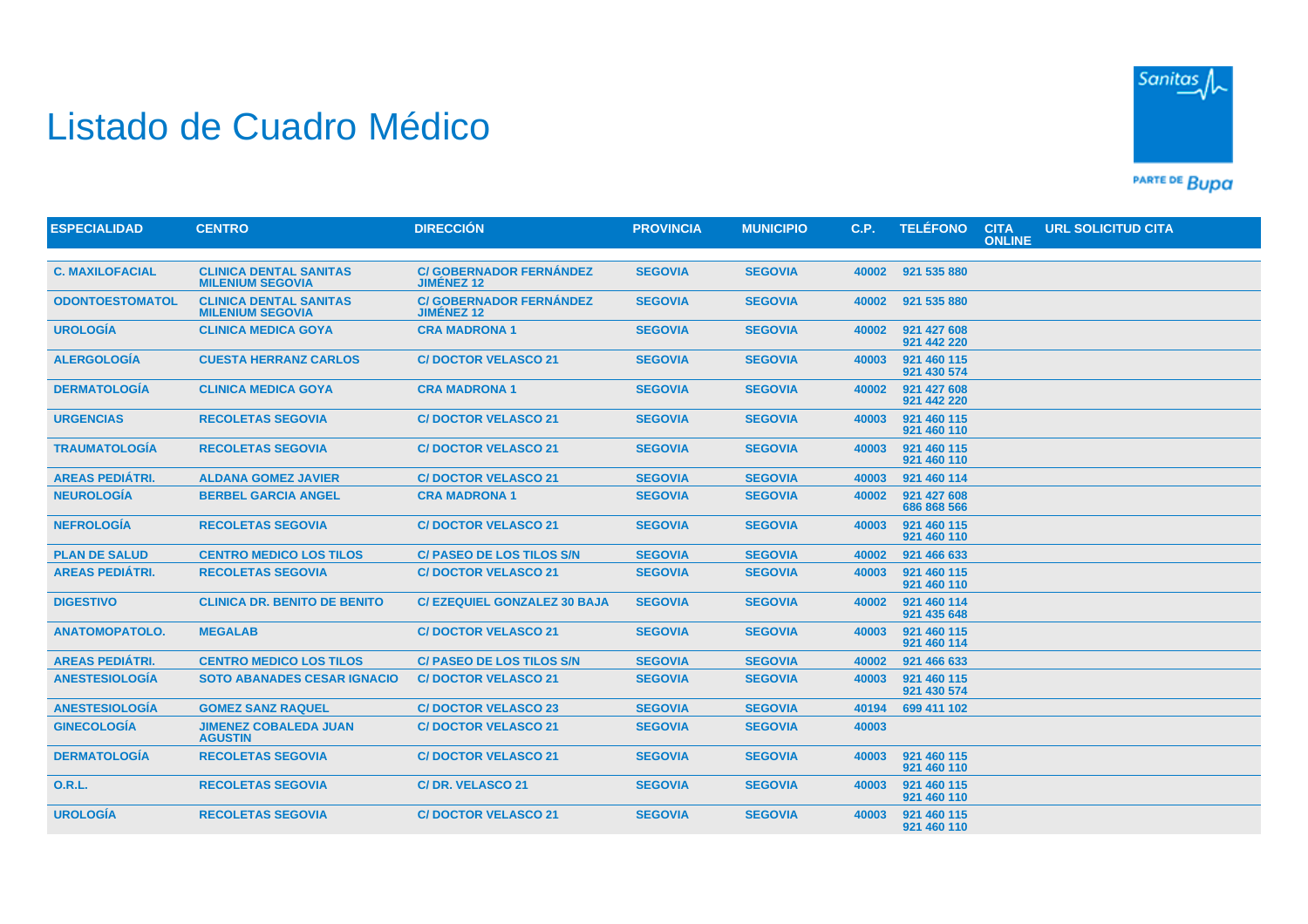# Listado de Cuadro Médico

| ESPECIALIDAD | CENTRO | DIRECCIÓN | PROVINCIA | MUNICIPIO | C.P. | TELÉFONO | CITA ONLINE | URL SOLICITUD CITA |
|---|---|---|---|---|---|---|---|---|
| C. MAXILOFACIAL | CLINICA DENTAL SANITAS MILENIUM SEGOVIA | C/ GOBERNADOR FERNÁNDEZ JIMÉNEZ 12 | SEGOVIA | SEGOVIA | 40002 | 921 535 880 | | |
| ODONTOESTOMATOL | CLINICA DENTAL SANITAS MILENIUM SEGOVIA | C/ GOBERNADOR FERNÁNDEZ JIMÉNEZ 12 | SEGOVIA | SEGOVIA | 40002 | 921 535 880 | | |
| UROLOGÍA | CLINICA MEDICA GOYA | CRA MADRONA 1 | SEGOVIA | SEGOVIA | 40002 | 921 427 608<br>921 442 220 | | |
| ALERGOLOGÍA | CUESTA HERRANZ CARLOS | C/ DOCTOR VELASCO 21 | SEGOVIA | SEGOVIA | 40003 | 921 460 115<br>921 430 574 | | |
| DERMATOLOGÍA | CLINICA MEDICA GOYA | CRA MADRONA 1 | SEGOVIA | SEGOVIA | 40002 | 921 427 608<br>921 442 220 | | |
| URGENCIAS | RECOLETAS SEGOVIA | C/ DOCTOR VELASCO 21 | SEGOVIA | SEGOVIA | 40003 | 921 460 115<br>921 460 110 | | |
| TRAUMATOLOGÍA | RECOLETAS SEGOVIA | C/ DOCTOR VELASCO 21 | SEGOVIA | SEGOVIA | 40003 | 921 460 115<br>921 460 110 | | |
| AREAS PEDIÁTRI. | ALDANA GOMEZ JAVIER | C/ DOCTOR VELASCO 21 | SEGOVIA | SEGOVIA | 40003 | 921 460 114 | | |
| NEUROLOGÍA | BERBEL GARCIA ANGEL | CRA MADRONA 1 | SEGOVIA | SEGOVIA | 40002 | 921 427 608<br>686 868 566 | | |
| NEFROLOGÍA | RECOLETAS SEGOVIA | C/ DOCTOR VELASCO 21 | SEGOVIA | SEGOVIA | 40003 | 921 460 115<br>921 460 110 | | |
| PLAN DE SALUD | CENTRO MEDICO LOS TILOS | C/ PASEO DE LOS TILOS S/N | SEGOVIA | SEGOVIA | 40002 | 921 466 633 | | |
| AREAS PEDIÁTRI. | RECOLETAS SEGOVIA | C/ DOCTOR VELASCO 21 | SEGOVIA | SEGOVIA | 40003 | 921 460 115<br>921 460 110 | | |
| DIGESTIVO | CLINICA DR. BENITO DE BENITO | C/ EZEQUIEL GONZALEZ 30 BAJA | SEGOVIA | SEGOVIA | 40002 | 921 460 114<br>921 435 648 | | |
| ANATOMOPATOLO. | MEGALAB | C/ DOCTOR VELASCO 21 | SEGOVIA | SEGOVIA | 40003 | 921 460 115<br>921 460 114 | | |
| AREAS PEDIÁTRI. | CENTRO MEDICO LOS TILOS | C/ PASEO DE LOS TILOS S/N | SEGOVIA | SEGOVIA | 40002 | 921 466 633 | | |
| ANESTESIOLOGÍA | SOTO ABANADES CESAR IGNACIO | C/ DOCTOR VELASCO 21 | SEGOVIA | SEGOVIA | 40003 | 921 460 115<br>921 430 574 | | |
| ANESTESIOLOGÍA | GOMEZ SANZ RAQUEL | C/ DOCTOR VELASCO 23 | SEGOVIA | SEGOVIA | 40194 | 699 411 102 | | |
| GINECOLOGÍA | JIMENEZ COBALEDA JUAN AGUSTIN | C/ DOCTOR VELASCO 21 | SEGOVIA | SEGOVIA | 40003 | | | |
| DERMATOLOGÍA | RECOLETAS SEGOVIA | C/ DOCTOR VELASCO 21 | SEGOVIA | SEGOVIA | 40003 | 921 460 115<br>921 460 110 | | |
| O.R.L. | RECOLETAS SEGOVIA | C/ DR. VELASCO 21 | SEGOVIA | SEGOVIA | 40003 | 921 460 115<br>921 460 110 | | |
| UROLOGÍA | RECOLETAS SEGOVIA | C/ DOCTOR VELASCO 21 | SEGOVIA | SEGOVIA | 40003 | 921 460 115<br>921 460 110 | | |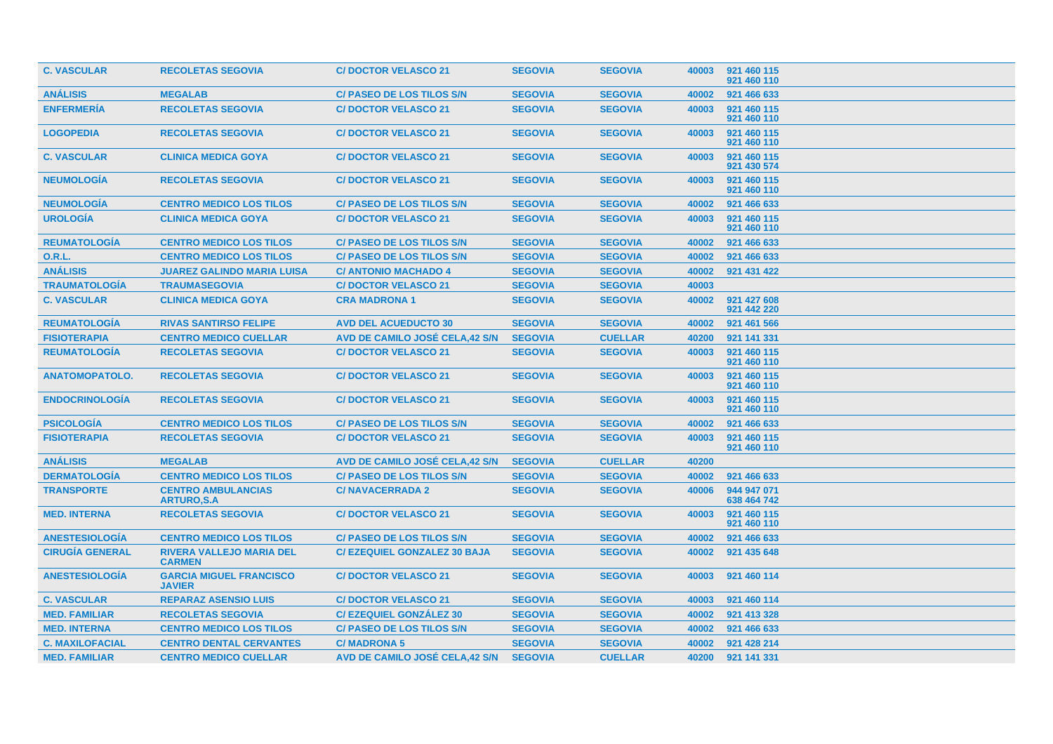| | | | | | | |
|---|---|---|---|---|---|---|
| **C. VASCULAR** | **RECOLETAS SEGOVIA** | **C/ DOCTOR VELASCO 21** | **SEGOVIA** | **SEGOVIA** | **40003** | **921 460 115 921 460 110** |
| **ANÁLISIS** | **MEGALAB** | **C/ PASEO DE LOS TILOS S/N** | **SEGOVIA** | **SEGOVIA** | **40002** | **921 466 633** |
| **ENFERMERÍA** | **RECOLETAS SEGOVIA** | **C/ DOCTOR VELASCO 21** | **SEGOVIA** | **SEGOVIA** | **40003** | **921 460 115 921 460 110** |
| **LOGOPEDIA** | **RECOLETAS SEGOVIA** | **C/ DOCTOR VELASCO 21** | **SEGOVIA** | **SEGOVIA** | **40003** | **921 460 115 921 460 110** |
| **C. VASCULAR** | **CLINICA MEDICA GOYA** | **C/ DOCTOR VELASCO 21** | **SEGOVIA** | **SEGOVIA** | **40003** | **921 460 115 921 430 574** |
| **NEUMOLOGÍA** | **RECOLETAS SEGOVIA** | **C/ DOCTOR VELASCO 21** | **SEGOVIA** | **SEGOVIA** | **40003** | **921 460 115 921 460 110** |
| **NEUMOLOGÍA** | **CENTRO MEDICO LOS TILOS** | **C/ PASEO DE LOS TILOS S/N** | **SEGOVIA** | **SEGOVIA** | **40002** | **921 466 633** |
| **UROLOGÍA** | **CLINICA MEDICA GOYA** | **C/ DOCTOR VELASCO 21** | **SEGOVIA** | **SEGOVIA** | **40003** | **921 460 115 921 460 110** |
| **REUMATOLOGÍA** | **CENTRO MEDICO LOS TILOS** | **C/ PASEO DE LOS TILOS S/N** | **SEGOVIA** | **SEGOVIA** | **40002** | **921 466 633** |
| **O.R.L.** | **CENTRO MEDICO LOS TILOS** | **C/ PASEO DE LOS TILOS S/N** | **SEGOVIA** | **SEGOVIA** | **40002** | **921 466 633** |
| **ANÁLISIS** | **JUAREZ GALINDO MARIA LUISA** | **C/ ANTONIO MACHADO 4** | **SEGOVIA** | **SEGOVIA** | **40002** | **921 431 422** |
| **TRAUMATOLOGÍA** | **TRAUMASEGOVIA** | **C/ DOCTOR VELASCO 21** | **SEGOVIA** | **SEGOVIA** | **40003** | |
| **C. VASCULAR** | **CLINICA MEDICA GOYA** | **CRA MADRONA 1** | **SEGOVIA** | **SEGOVIA** | **40002** | **921 427 608 921 442 220** |
| **REUMATOLOGÍA** | **RIVAS SANTIRSO FELIPE** | **AVD DEL ACUEDUCTO 30** | **SEGOVIA** | **SEGOVIA** | **40002** | **921 461 566** |
| **FISIOTERAPIA** | **CENTRO MEDICO CUELLAR** | **AVD DE CAMILO JOSÉ CELA,42 S/N** | **SEGOVIA** | **CUELLAR** | **40200** | **921 141 331** |
| **REUMATOLOGÍA** | **RECOLETAS SEGOVIA** | **C/ DOCTOR VELASCO 21** | **SEGOVIA** | **SEGOVIA** | **40003** | **921 460 115 921 460 110** |
| **ANATOMOPATOLO.** | **RECOLETAS SEGOVIA** | **C/ DOCTOR VELASCO 21** | **SEGOVIA** | **SEGOVIA** | **40003** | **921 460 115 921 460 110** |
| **ENDOCRINOLOGÍA** | **RECOLETAS SEGOVIA** | **C/ DOCTOR VELASCO 21** | **SEGOVIA** | **SEGOVIA** | **40003** | **921 460 115 921 460 110** |
| **PSICOLOGÍA** | **CENTRO MEDICO LOS TILOS** | **C/ PASEO DE LOS TILOS S/N** | **SEGOVIA** | **SEGOVIA** | **40002** | **921 466 633** |
| **FISIOTERAPIA** | **RECOLETAS SEGOVIA** | **C/ DOCTOR VELASCO 21** | **SEGOVIA** | **SEGOVIA** | **40003** | **921 460 115 921 460 110** |
| **ANÁLISIS** | **MEGALAB** | **AVD DE CAMILO JOSÉ CELA,42 S/N** | **SEGOVIA** | **CUELLAR** | **40200** | |
| **DERMATOLOGÍA** | **CENTRO MEDICO LOS TILOS** | **C/ PASEO DE LOS TILOS S/N** | **SEGOVIA** | **SEGOVIA** | **40002** | **921 466 633** |
| **TRANSPORTE** | **CENTRO AMBULANCIAS ARTURO,S.A** | **C/ NAVACERRADA 2** | **SEGOVIA** | **SEGOVIA** | **40006** | **944 947 071 638 464 742** |
| **MED. INTERNA** | **RECOLETAS SEGOVIA** | **C/ DOCTOR VELASCO 21** | **SEGOVIA** | **SEGOVIA** | **40003** | **921 460 115 921 460 110** |
| **ANESTESIOLOGÍA** | **CENTRO MEDICO LOS TILOS** | **C/ PASEO DE LOS TILOS S/N** | **SEGOVIA** | **SEGOVIA** | **40002** | **921 466 633** |
| **CIRUGÍA GENERAL** | **RIVERA VALLEJO MARIA DEL CARMEN** | **C/ EZEQUIEL GONZALEZ 30 BAJA** | **SEGOVIA** | **SEGOVIA** | **40002** | **921 435 648** |
| **ANESTESIOLOGÍA** | **GARCIA MIGUEL FRANCISCO JAVIER** | **C/ DOCTOR VELASCO 21** | **SEGOVIA** | **SEGOVIA** | **40003** | **921 460 114** |
| **C. VASCULAR** | **REPARAZ ASENSIO LUIS** | **C/ DOCTOR VELASCO 21** | **SEGOVIA** | **SEGOVIA** | **40003** | **921 460 114** |
| **MED. FAMILIAR** | **RECOLETAS SEGOVIA** | **C/ EZEQUIEL GONZÁLEZ 30** | **SEGOVIA** | **SEGOVIA** | **40002** | **921 413 328** |
| **MED. INTERNA** | **CENTRO MEDICO LOS TILOS** | **C/ PASEO DE LOS TILOS S/N** | **SEGOVIA** | **SEGOVIA** | **40002** | **921 466 633** |
| **C. MAXILOFACIAL** | **CENTRO DENTAL CERVANTES** | **C/ MADRONA 5** | **SEGOVIA** | **SEGOVIA** | **40002** | **921 428 214** |
| **MED. FAMILIAR** | **CENTRO MEDICO CUELLAR** | **AVD DE CAMILO JOSÉ CELA,42 S/N** | **SEGOVIA** | **CUELLAR** | **40200** | **921 141 331** |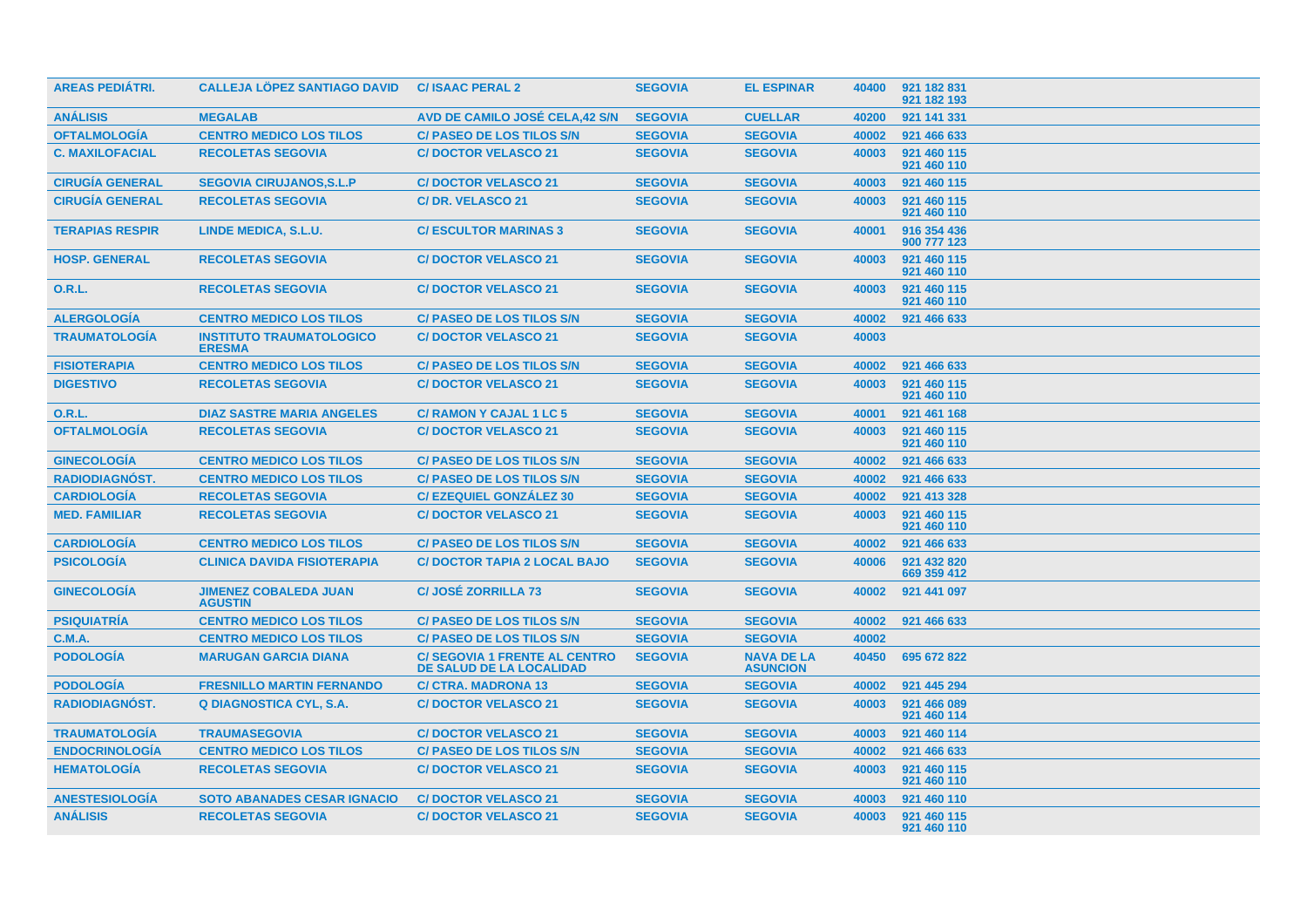| | | | | | | |
|---|---|---|---|---|---|---|
| AREAS PEDIÁTRI. | CALLEJA LÓPEZ SANTIAGO DAVID | C/ ISAAC PERAL 2 | SEGOVIA | EL ESPINAR | 40400 | 921 182 831<br>921 182 193 |
| ANÁLISIS | MEGALAB | AVD DE CAMILO JOSÉ CELA,42 S/N | SEGOVIA | CUELLAR | 40200 | 921 141 331 |
| OFTALMOLOGÍA | CENTRO MEDICO LOS TILOS | C/ PASEO DE LOS TILOS S/N | SEGOVIA | SEGOVIA | 40002 | 921 466 633 |
| C. MAXILOFACIAL | RECOLETAS SEGOVIA | C/ DOCTOR VELASCO 21 | SEGOVIA | SEGOVIA | 40003 | 921 460 115<br>921 460 110 |
| CIRUGÍA GENERAL | SEGOVIA CIRUJANOS,S.L.P | C/ DOCTOR VELASCO 21 | SEGOVIA | SEGOVIA | 40003 | 921 460 115 |
| CIRUGÍA GENERAL | RECOLETAS SEGOVIA | C/ DR. VELASCO 21 | SEGOVIA | SEGOVIA | 40003 | 921 460 115<br>921 460 110 |
| TERAPIAS RESPIR | LINDE MEDICA, S.L.U. | C/ ESCULTOR MARINAS 3 | SEGOVIA | SEGOVIA | 40001 | 916 354 436<br>900 777 123 |
| HOSP. GENERAL | RECOLETAS SEGOVIA | C/ DOCTOR VELASCO 21 | SEGOVIA | SEGOVIA | 40003 | 921 460 115<br>921 460 110 |
| O.R.L. | RECOLETAS SEGOVIA | C/ DOCTOR VELASCO 21 | SEGOVIA | SEGOVIA | 40003 | 921 460 115<br>921 460 110 |
| ALERGOLOGÍA | CENTRO MEDICO LOS TILOS | C/ PASEO DE LOS TILOS S/N | SEGOVIA | SEGOVIA | 40002 | 921 466 633 |
| TRAUMATOLOGÍA | INSTITUTO TRAUMATOLOGICO ERESMA | C/ DOCTOR VELASCO 21 | SEGOVIA | SEGOVIA | 40003 | |
| FISIOTERAPIA | CENTRO MEDICO LOS TILOS | C/ PASEO DE LOS TILOS S/N | SEGOVIA | SEGOVIA | 40002 | 921 466 633 |
| DIGESTIVO | RECOLETAS SEGOVIA | C/ DOCTOR VELASCO 21 | SEGOVIA | SEGOVIA | 40003 | 921 460 115<br>921 460 110 |
| O.R.L. | DIAZ SASTRE MARIA ANGELES | C/ RAMON Y CAJAL 1 LC 5 | SEGOVIA | SEGOVIA | 40001 | 921 461 168 |
| OFTALMOLOGÍA | RECOLETAS SEGOVIA | C/ DOCTOR VELASCO 21 | SEGOVIA | SEGOVIA | 40003 | 921 460 115<br>921 460 110 |
| GINECOLOGÍA | CENTRO MEDICO LOS TILOS | C/ PASEO DE LOS TILOS S/N | SEGOVIA | SEGOVIA | 40002 | 921 466 633 |
| RADIODIAGNÓST. | CENTRO MEDICO LOS TILOS | C/ PASEO DE LOS TILOS S/N | SEGOVIA | SEGOVIA | 40002 | 921 466 633 |
| CARDIOLOGÍA | RECOLETAS SEGOVIA | C/ EZEQUIEL GONZÁLEZ 30 | SEGOVIA | SEGOVIA | 40002 | 921 413 328 |
| MED. FAMILIAR | RECOLETAS SEGOVIA | C/ DOCTOR VELASCO 21 | SEGOVIA | SEGOVIA | 40003 | 921 460 115<br>921 460 110 |
| CARDIOLOGÍA | CENTRO MEDICO LOS TILOS | C/ PASEO DE LOS TILOS S/N | SEGOVIA | SEGOVIA | 40002 | 921 466 633 |
| PSICOLOGÍA | CLINICA DAVIDA FISIOTERAPIA | C/ DOCTOR TAPIA 2 LOCAL BAJO | SEGOVIA | SEGOVIA | 40006 | 921 432 820<br>669 359 412 |
| GINECOLOGÍA | JIMENEZ COBALEDA JUAN AGUSTIN | C/ JOSÉ ZORRILLA 73 | SEGOVIA | SEGOVIA | 40002 | 921 441 097 |
| PSIQUIATRÍA | CENTRO MEDICO LOS TILOS | C/ PASEO DE LOS TILOS S/N | SEGOVIA | SEGOVIA | 40002 | 921 466 633 |
| C.M.A. | CENTRO MEDICO LOS TILOS | C/ PASEO DE LOS TILOS S/N | SEGOVIA | SEGOVIA | 40002 | |
| PODOLOGÍA | MARUGAN GARCIA DIANA | C/ SEGOVIA 1 FRENTE AL CENTRO DE SALUD DE LA LOCALIDAD | SEGOVIA | NAVA DE LA ASUNCION | 40450 | 695 672 822 |
| PODOLOGÍA | FRESNILLO MARTIN FERNANDO | C/ CTRA. MADRONA 13 | SEGOVIA | SEGOVIA | 40002 | 921 445 294 |
| RADIODIAGNÓST. | Q DIAGNOSTICA CYL, S.A. | C/ DOCTOR VELASCO 21 | SEGOVIA | SEGOVIA | 40003 | 921 466 089<br>921 460 114 |
| TRAUMATOLOGÍA | TRAUMASEGOVIA | C/ DOCTOR VELASCO 21 | SEGOVIA | SEGOVIA | 40003 | 921 460 114 |
| ENDOCRINOLOGÍA | CENTRO MEDICO LOS TILOS | C/ PASEO DE LOS TILOS S/N | SEGOVIA | SEGOVIA | 40002 | 921 466 633 |
| HEMATOLOGÍA | RECOLETAS SEGOVIA | C/ DOCTOR VELASCO 21 | SEGOVIA | SEGOVIA | 40003 | 921 460 115<br>921 460 110 |
| ANESTESIOLOGÍA | SOTO ABANADES CESAR IGNACIO | C/ DOCTOR VELASCO 21 | SEGOVIA | SEGOVIA | 40003 | 921 460 110 |
| ANÁLISIS | RECOLETAS SEGOVIA | C/ DOCTOR VELASCO 21 | SEGOVIA | SEGOVIA | 40003 | 921 460 115<br>921 460 110 |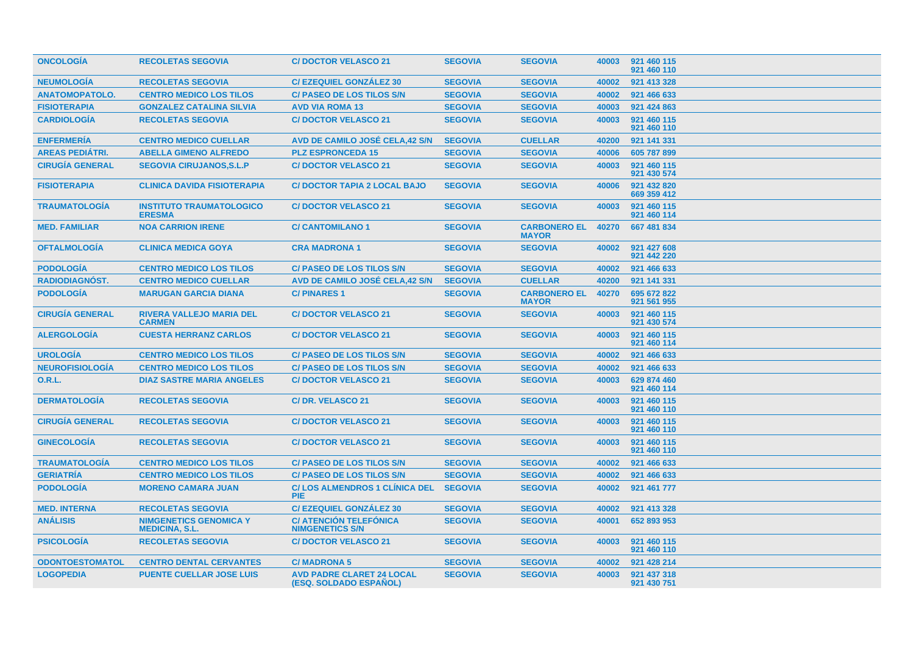| ONCOLOGÍA | RECOLETAS SEGOVIA | C/ DOCTOR VELASCO 21 | SEGOVIA | SEGOVIA | 40003 | 921 460 115 921 460 110 |
|---|---|---|---|---|---|---|
| NEUMOLOGÍA | RECOLETAS SEGOVIA | C/ EZEQUIEL GONZÁLEZ 30 | SEGOVIA | SEGOVIA | 40002 | 921 413 328 |
| ANATOMOPATOLO. | CENTRO MEDICO LOS TILOS | C/ PASEO DE LOS TILOS S/N | SEGOVIA | SEGOVIA | 40002 | 921 466 633 |
| FISIOTERAPIA | GONZALEZ CATALINA SILVIA | AVD VIA ROMA 13 | SEGOVIA | SEGOVIA | 40003 | 921 424 863 |
| CARDIOLOGÍA | RECOLETAS SEGOVIA | C/ DOCTOR VELASCO 21 | SEGOVIA | SEGOVIA | 40003 | 921 460 115 921 460 110 |
| ENFERMERÍA | CENTRO MEDICO CUELLAR | AVD DE CAMILO JOSÉ CELA,42 S/N | SEGOVIA | CUELLAR | 40200 | 921 141 331 |
| AREAS PEDIÁTRI. | ABELLA GIMENO ALFREDO | PLZ ESPRONCEDA 15 | SEGOVIA | SEGOVIA | 40006 | 605 787 899 |
| CIRUGÍA GENERAL | SEGOVIA CIRUJANOS,S.L.P | C/ DOCTOR VELASCO 21 | SEGOVIA | SEGOVIA | 40003 | 921 460 115 921 430 574 |
| FISIOTERAPIA | CLINICA DAVIDA FISIOTERAPIA | C/ DOCTOR TAPIA 2 LOCAL BAJO | SEGOVIA | SEGOVIA | 40006 | 921 432 820 669 359 412 |
| TRAUMATOLOGÍA | INSTITUTO TRAUMATOLOGICO ERESMA | C/ DOCTOR VELASCO 21 | SEGOVIA | SEGOVIA | 40003 | 921 460 115 921 460 114 |
| MED. FAMILIAR | NOA CARRION IRENE | C/ CANTOMILANO 1 | SEGOVIA | CARBONERO EL MAYOR | 40270 | 667 481 834 |
| OFTALMOLOGÍA | CLINICA MEDICA GOYA | CRA MADRONA 1 | SEGOVIA | SEGOVIA | 40002 | 921 427 608 921 442 220 |
| PODOLOGÍA | CENTRO MEDICO LOS TILOS | C/ PASEO DE LOS TILOS S/N | SEGOVIA | SEGOVIA | 40002 | 921 466 633 |
| RADIODIAGNÓST. | CENTRO MEDICO CUELLAR | AVD DE CAMILO JOSÉ CELA,42 S/N | SEGOVIA | CUELLAR | 40200 | 921 141 331 |
| PODOLOGÍA | MARUGAN GARCIA DIANA | C/ PINARES 1 | SEGOVIA | CARBONERO EL MAYOR | 40270 | 695 672 822 921 561 955 |
| CIRUGÍA GENERAL | RIVERA VALLEJO MARIA DEL CARMEN | C/ DOCTOR VELASCO 21 | SEGOVIA | SEGOVIA | 40003 | 921 460 115 921 430 574 |
| ALERGOLOGÍA | CUESTA HERRANZ CARLOS | C/ DOCTOR VELASCO 21 | SEGOVIA | SEGOVIA | 40003 | 921 460 115 921 460 114 |
| UROLOGÍA | CENTRO MEDICO LOS TILOS | C/ PASEO DE LOS TILOS S/N | SEGOVIA | SEGOVIA | 40002 | 921 466 633 |
| NEUROFISIOLOGÍA | CENTRO MEDICO LOS TILOS | C/ PASEO DE LOS TILOS S/N | SEGOVIA | SEGOVIA | 40002 | 921 466 633 |
| O.R.L. | DIAZ SASTRE MARIA ANGELES | C/ DOCTOR VELASCO 21 | SEGOVIA | SEGOVIA | 40003 | 629 874 460 921 460 114 |
| DERMATOLOGÍA | RECOLETAS SEGOVIA | C/ DR. VELASCO 21 | SEGOVIA | SEGOVIA | 40003 | 921 460 115 921 460 110 |
| CIRUGÍA GENERAL | RECOLETAS SEGOVIA | C/ DOCTOR VELASCO 21 | SEGOVIA | SEGOVIA | 40003 | 921 460 115 921 460 110 |
| GINECOLOGÍA | RECOLETAS SEGOVIA | C/ DOCTOR VELASCO 21 | SEGOVIA | SEGOVIA | 40003 | 921 460 115 921 460 110 |
| TRAUMATOLOGÍA | CENTRO MEDICO LOS TILOS | C/ PASEO DE LOS TILOS S/N | SEGOVIA | SEGOVIA | 40002 | 921 466 633 |
| GERIATRÍA | CENTRO MEDICO LOS TILOS | C/ PASEO DE LOS TILOS S/N | SEGOVIA | SEGOVIA | 40002 | 921 466 633 |
| PODOLOGÍA | MORENO CAMARA JUAN | C/ LOS ALMENDROS 1 CLÍNICA DEL PIE | SEGOVIA | SEGOVIA | 40002 | 921 461 777 |
| MED. INTERNA | RECOLETAS SEGOVIA | C/ EZEQUIEL GONZÁLEZ 30 | SEGOVIA | SEGOVIA | 40002 | 921 413 328 |
| ANÁLISIS | NIMGENETICS GENOMICA Y MEDICINA, S.L. | C/ ATENCIÓN TELEFÓNICA NIMGENETICS S/N | SEGOVIA | SEGOVIA | 40001 | 652 893 953 |
| PSICOLOGÍA | RECOLETAS SEGOVIA | C/ DOCTOR VELASCO 21 | SEGOVIA | SEGOVIA | 40003 | 921 460 115 921 460 110 |
| ODONTOESTOMATOL | CENTRO DENTAL CERVANTES | C/ MADRONA 5 | SEGOVIA | SEGOVIA | 40002 | 921 428 214 |
| LOGOPEDIA | PUENTE CUELLAR JOSE LUIS | AVD PADRE CLARET 24 LOCAL (ESQ. SOLDADO ESPAÑOL) | SEGOVIA | SEGOVIA | 40003 | 921 437 318 921 430 751 |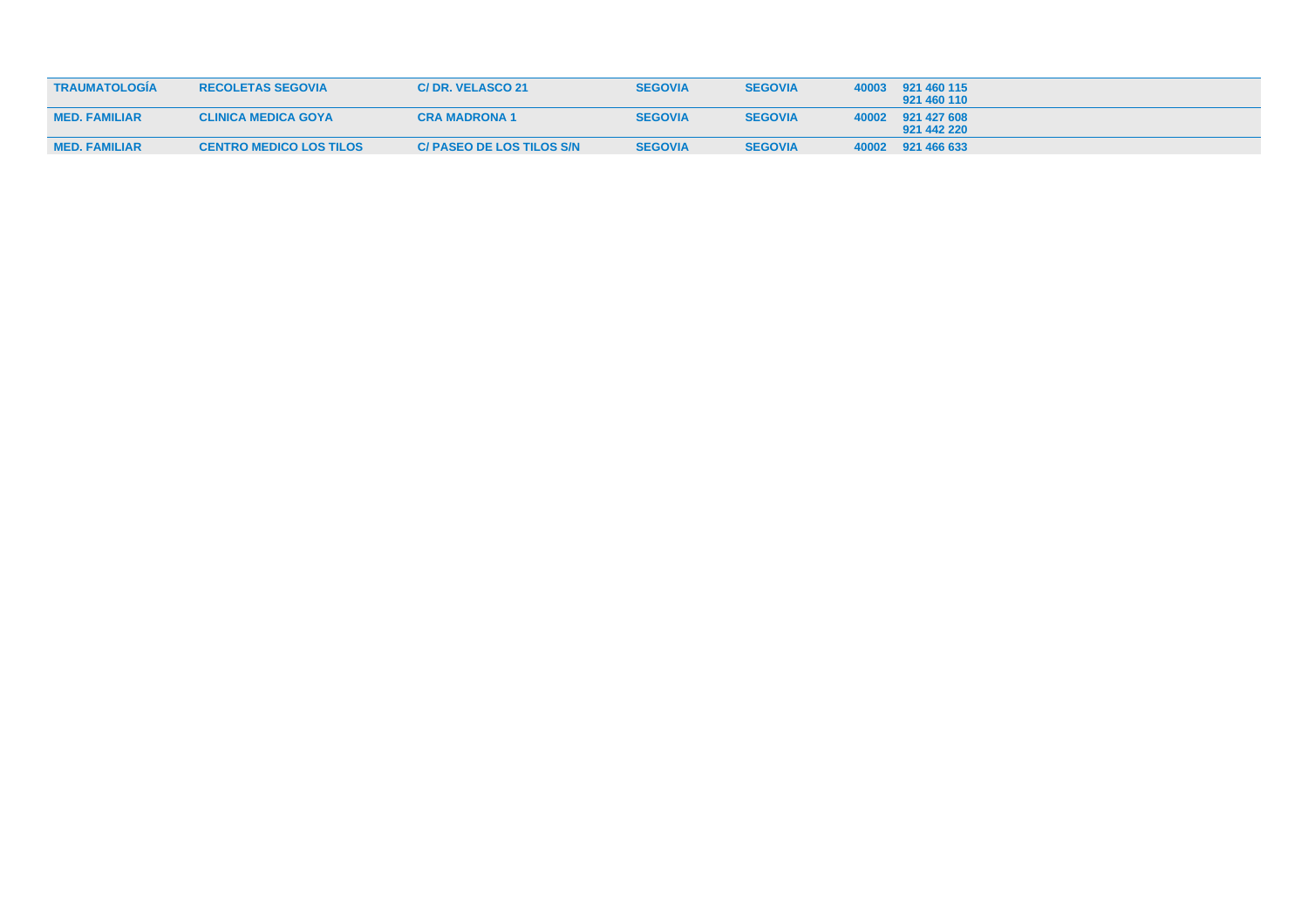| | | | | | | |
|---|---|---|---|---|---|---|
| TRAUMATOLOGÍA | RECOLETAS SEGOVIA | C/ DR. VELASCO 21 | SEGOVIA | SEGOVIA | 40003 | 921 460 115<br>921 460 110 |
| MED. FAMILIAR | CLINICA MEDICA GOYA | CRA MADRONA 1 | SEGOVIA | SEGOVIA | 40002 | 921 427 608<br>921 442 220 |
| MED. FAMILIAR | CENTRO MEDICO LOS TILOS | C/ PASEO DE LOS TILOS S/N | SEGOVIA | SEGOVIA | 40002 | 921 466 633 |